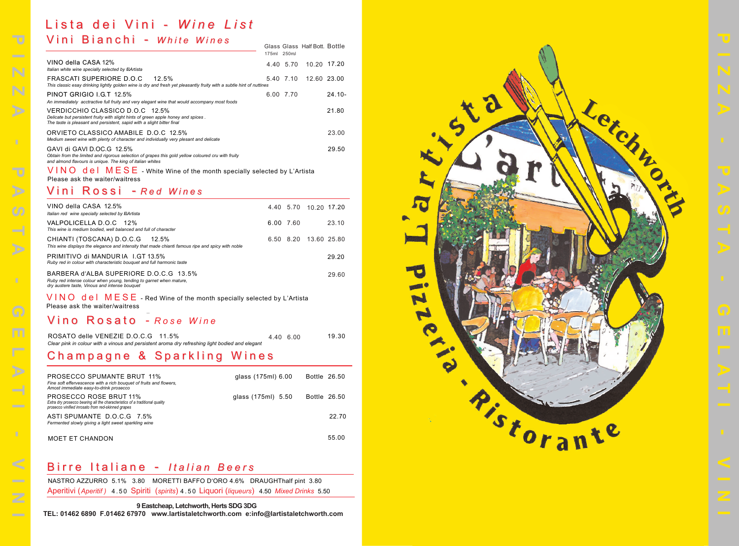# Lista dei Vini - *Wine List*

## Vini Bianchi - *White Wines*

| | Glass 175ml | Glass 250ml | Half Bott. | Bottle |
|---|---|---|---|---|
| VINO della CASA 12%<br>*Italian white wine specially selected by L'Artista* | 4.40 | 5.70 | 10.20 | 17.20 |
| FRASCATI SUPERIORE D.O.C 12.5%<br>*This classic esay drinking lightly golden wine is dry and fresh yet pleasantly fruity with a subtle hint of nuttines* | 5.40 | 7.10 | 12.60 | 23.00 |
| PINOT GRIGIO I.G.T 12.5%<br>*An immediately acctractive full fruity and very elegant wine that would accompany most foods* | 6.00 | 7.70 | | 24.10- |
| VERDICCHIO CLASSICO D.O.C 12.5%<br>*Delicate but persistent fruity with slight hints of green apple honey and spices . The taste is pleasant and persistent, sapid with a slight bitter final* | | | | 21.80 |
| ORVIETO CLASSICO AMABILE D.O.C 12.5%<br>*Medium sweet wine with plenty of character and individually very plesant and delicate* | | | | 23.00 |
| GAVI di GAVI D.OC.G 12.5%<br>*Obtain from the limited and rigorous selection of grapes this gold yellow coloured cru with fruity and almond flavours is unique. The king of italian whites* | | | | 29.50 |

VINO del MESE - White Wine of the month specially selected by L'Artista
Please ask the waiter/waitress

## Vini Rossi - *Red Wines*

| | Glass 175ml | Glass 250ml | Half Bott. | Bottle |
|---|---|---|---|---|
| VINO della CASA 12.5%<br>*Italian red wine specially selected by L'Artista* | 4.40 | 5.70 | 10.20 | 17.20 |
| VALPOLICELLA D.O.C 12%<br>*This wine is medium bodied, well balanced and full of character* | 6.00 | 7.60 | | 23.10 |
| CHIANTI (TOSCANA) D.O.C.G 12.5%<br>*This wine displays the elegance and intensity that made chianti famous ripe and spicy with noble* | 6.50 | 8.20 | 13.60 | 25.80 |
| PRIMITIVO di MANDURIA I.GT 13.5%<br>*Ruby red in colour with characteristic bouquet and full harmonic taste* | | | | 29.20 |
| BARBERA d'ALBA SUPERIORE D.O.C.G 13.5%<br>*Ruby red intense colour when young, tending to garnet when mature, dry austere taste, Vinous and intense bouquet* | | | | 29.60 |

VINO del MESE - Red Wine of the month specially selected by L'Artista
Please ask the waiter/waitress

## Vino Rosato - *Rose Wine*

| | Glass 175ml | Glass 250ml | Half Bott. | Bottle |
|---|---|---|---|---|
| ROSATO delle VENEZIE D.O.C.G 11.5%<br>*Clear pink in colour with a vinous and persistent aroma dry refreshing light bodied and elegant* | 4.40 | 6.00 | | 19.30 |

## Champagne & Sparkling Wines

| | Glass | Bottle |
|---|---|---|
| PROSECCO SPUMANTE BRUT 11%<br>*Fine soft effervescence with a rich bouquet of fruits and flowers, Amost immediate easy-to-drink prosecco* | glass (175ml) 6.00 | Bottle 26.50 |
| PROSECCO ROSE BRUT 11%<br>*Extra dry prosecco bearing all the characteristics of a traditional quality prosecco vinified inrosato from red-skinned grapes* | glass (175ml) 5.50 | Bottle 26.50 |
| ASTI SPUMANTE D.O.C.G 7.5%<br>*Fermented slowly giving a light sweet sparkling wine* | | 22.70 |
| MOET ET CHANDON | | 55.00 |

## Birre Italiane - *Italian Beers*

NASTRO AZZURRO 5.1% 3.80 MORETTI BAFFO D'ORO 4.6% DRAUGHThalf pint 3.80

Aperitivi (*Aperitif*) 4.50 Spiriti (*spirits*) 4.50 Liquori (*liqueurs*) 4.50 *Mixed Drinks* 5.50

**9 Eastcheap, Letchworth, Herts SDG 3DG**
**TEL: 01462 6890 F.01462 67970 www.lartistaletchworth.com e:info@lartistaletchworth.com**

L'artista Letchworth
Pizzeria - Ristorante

PIZZA - PASTA - GELATI - VINI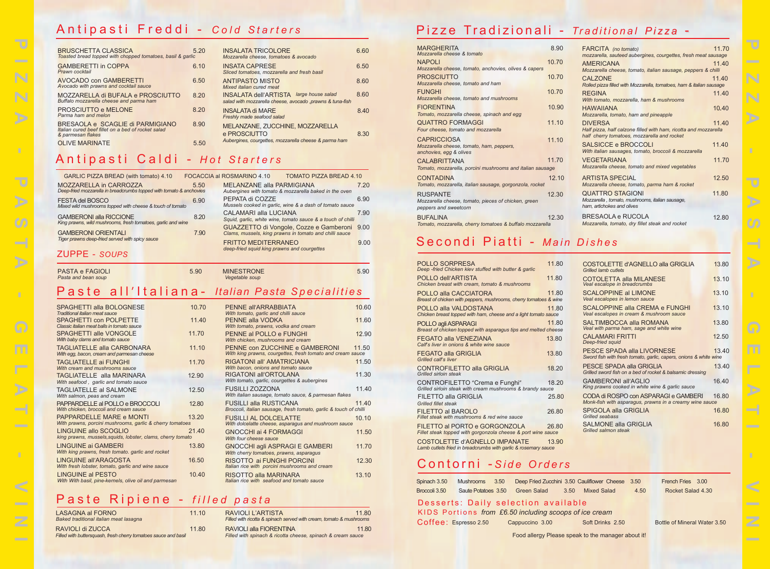## Antipasti Freddi - *Cold Starters*

BRUSCHETTA CLASSICA 5.20
*Toasted bread topped with chopped tomatoes, basil & garlic*

GAMBERETTI in COPPA 6.10
*Prawn cocktail*

AVOCADO con GAMBERETTI 6.50
*Avocado with prawns and cocktail sauce*

MOZZARELLA di BUFALA e PROSCIUTTO 8.20
*Buffalo mozzarella cheese and parma ham*

PROSCIUTTO e MELONE 8.20
*Parma ham and melon*

BRESAOLA e SCAGLIE di PARMIGIANO 8.90
*Italian cured beef fillet on a bed of rocket salad & parmesan flakes*

OLIVE MARINATE 5.50

INSALATA TRICOLORE 6.60
*Mozzarella cheese, tomatoes & avocado*

INSATA CAPRESE 6.50
*Sliced tomatoes, mozzarella and fresh basil*

ANTIPASTO MISTO 8.60
*Mixed italian cured meat*

INSALATA dell'ARTISTA *large house salad* 8.60
*salad with mozzarella cheese, avocado ,prawns & tuna-fish*

INSALATA di MARE 8.40
*Freshly made seafood salad*

MELANZANE, ZUCCHINE, MOZZARELLA e PROSCIUTTO 8.30
*Aubergines, courgettes, mozzarella cheese & parma ham*

## Antipasti Caldi - *Hot Starters*

GARLIC PIZZA BREAD (with tomato) 4.10 | FOCACCIA al ROSMARINO 4.10 | TOMATO PIZZA BREAD 4.10

MOZZARELLA in CARROZZA 5.50
*Deep-fried mozzarella in breadcrumbs topped with tomato & anchovies*

FESTA del BOSCO 6.90
*Mixed wild mushrooms topped with cheese & touch of tomato*

GAMBERONI alla RICCIONE 8.20
*King prawns, wild mushrooms, fresh tomatoes, garlic and wine*

GAMBERONI ORIENTALI 7.90
*Tiger prawns deep-fried served with spicy sauce*

MELANZANE alla PARMIGIANA 7.20
*Aubergines with tomato & mozzarella baked in the oven*

PEPATA di COZZE 6.90
*Mussels cooked in garlic, wine & a dash of tomato sauce*

CALAMARI alla LUCIANA 7.90
*Squid, garlic, white wine, tomato sauce & a touch of chilli*

GUAZZETTO di Vongole, Cozze e Gamberoni 9.00
*Clams, mussels, king prawns in tomato and chilli sauce*

FRITTO MEDITERRANEO 9.00
*deep-fried squid king prawns and courgettes*

## ZUPPE - *SOUPS*

PASTA e FAGIOLI 5.90
*Pasta and bean soup*

MINESTRONE 5.90
*Vegetable soup*

## Paste all'Italiana - *Italian Pasta Specialities*

SPAGHETTI alla BOLOGNESE 10.70
*Traditional italian meat sauce*

SPAGHETTI con POLPETTE 11.40
*Classic italian meat balls in tomato sauce*

SPAGHETTI alle VONGOLE 11.70
*With baby clams and tomato sauce*

TAGLIATELLE alla CARBONARA 11.10
*With egg, bacon, cream and parmesan cheese*

TAGLIATELLE ai FUNGHI 11.70
*With cream and mushrooms sauce*

TAGLIATELLE alla MARINARA 12.90
*With seafood , garlic and tomato sauce*

TAGLIATELLE al SALMONE 12.50
*With salmon, peas and cream*

PAPPARDELLE al POLLO e BROCCOLI 12.80
*With chicken, broccoli and cream sauce*

PAPPARDELLE MARE e MONTI 13.20
*With prawns, porcini mushrooms, garlic & cherry tomatoes*

LINGUINE allo SCOGLIO 21.40
*king prawns, mussels,squids, lobster, clams, cherry tomato*

LINGUINE ai GAMBERI 13.80
*With king prawns, fresh tomato. garlic and rocket*

LINGUINE all'ARAGOSTA 16.50
*With fresh lobster, tomato, garlic and wine sauce*

LINGUINE al PESTO 10.40
*With With basil, pine-kernels, olive oil and parmesan*

PENNE all'ARRABBIATA 10.60
*With tomato, garlic and chilli sauce*

PENNE alla VODKA 11.60
*With tomato, prawns, vodka and cream*

PENNE al POLLO e FUNGHI 12.90
*With chicken, mushrooms and cream*

PENNE con ZUCCHINE e GAMBERONI 11.50
*With king prawns, courgettes, fresh tomato and cream sauce*

RIGATONI all' AMATRICIANA 11.50
*With bacon, onions and tomato sauce*

RIGATONI all'ORTOLANA 11.30
*With tomato, garlic, courgettes & aubergines*

FUSILLI ZOZZONA 11.40
*With italian sausage, tomato sauce, & parmesan flakes*

FUSILLI alla RUSTICANA 11.40
*Broccoli, italian sausage, fresh tomato, garlic & touch of chilli*

FUSILLI AL DOLCELATTE 10.10
*With dolcelatte cheese, asparagus and mushroom sauce*

GNOCCHI ai 4 FORMAGGI 11.50
*With four cheese sauce*

GNOCCHI agli ASPRAGI E GAMBERI 11.70
*With cherry tomatoes, prawns, asparagus*

RISOTTO ai FUNGHI PORCINI 12.30
*Italian rice with porcini mushrooms and cream*

RISOTTO alla MARINARA 13.10
*Italian rice with seafood and tomato sauce*

## Paste Ripiene - *filled pasta*

LASAGNA al FORNO 11.10
*Baked traditional italian meat lasagna*

RAVIOLI di ZUCCA 11.80
*Filled with buttersquash, fresh cherry tomatoes sauce and basil*

RAVIOLI L'ARTISTA 11.80
*Filled with ricotta & spinach served with cream, tomato & mushrooms*

RAVIOLI alla FIORENTINA 11.80
*Filled with spinach & ricotta cheese, spinach & cream sauce*

## Pizze Tradizionali - *Traditional Pizza* -

MARGHERITA 8.90
*Mozzarella cheese & tomato*

NAPOLI 10.70
*Mozzarella cheese, tomato, anchovies, olives & capers*

PROSCIUTTO 10.70
*Mozzarella cheese, tomato and ham*

FUNGHI 10.70
*Mozzarella cheese, tomato and mushrooms*

FIORENTINA 10.90
*Tomato, mozzarella cheese, spinach and egg*

QUATTRO FORMAGGI 11.10
*Four cheese, tomato and mozzarella*

CAPRICCIOSA 11.10
*Mozzarella cheese, tomato, ham, peppers, anchovies, egg & olives*

CALABRITTANA 11.70
*Tomato, mozzarella, porcini mushrooms and italian sausage*

CONTADINA 12.10
*Tomato, mozzarella, italian sausage, gorgonzola, rocket*

RUSPANTE 12.30
*Mozzarella cheese, tomato, pieces of chicken, green peppers and sweetcorn*

BUFALINA 12.30
*Tomato, mozzarella, cherry tomatoes & buffalo mozzarella*

FARCITA *(no tomato)* 11.70
*mozzarella, sauteed aubergines, courgettes, fresh meat sausage*

AMERICANA 11.40
*Mozzarella cheese, tomato, italian sausage, peppers & chilli*

CALZONE 11.40
*Rolled pizza filled with Mozzarella, tomatoes, ham & italian sausage*

REGINA 11.40
*With tomato, mozzarella, ham & mushrooms*

HAWAIIANA 10.40
*Mozzarella, tomato, ham and pineapple*

DIVERSA 11.40
*Half pizza, half calzone filled with ham, ricotta and mozzarella half cherry tomatoes, mozzarella and rocket*

SALSICCE e BROCCOLI 11.40
*With italian sausages, tomato, broccoli & mozzarella*

VEGETARIANA 11.70
*Mozzarella cheese, tomato and mixed vegetables*

ARTISTA SPECIAL 12.50
*Mozzarella cheese, tomato, parma ham & rocket*

QUATTRO STAGIONI 11.80
*Mozzarella , tomato, mushrooms, italian sausage, ham, artichokes and olives*

BRESAOLA e RUCOLA 12.80
*Mozzarella, tomato, dry fillet steak and rocket*

## Secondi Piatti - *Main Dishes*

POLLO SORPRESA 11.80
*Deep -fried Chicken kiev stuffed with butter & garlic*

POLLO dell'ARTISTA 11.80
*Chicken breast with cream, tomato & mushrooms*

POLLO alla CACCIATORA 11.80
*Breast of chicken with peppers, mushrooms, cherry tomatoes & wine*

POLLO alla VALDOSTANA 11.80
*Chicken breast topped with ham, cheese and a light tomato sauce*

POLLO agli ASPARAGI 11.80
*Breast of chicken topped with asparagus tips and melted cheese*

FEGATO alla VENEZIANA 13.80
*Calf's liver in onions & white wine sauce*

FEGATO alla GRIGLIA 13.80
*Grilled calf's liver*

CONTROFILETTO alla GRIGLIA 18.20
*Grilled sirloin steak*

CONTROFILETTO "Crema e Funghi" 18.20
*Grilled sirloin steak with cream mushrooms & brandy sauce*

FILETTO alla GRIGLIA 25.80
*Grilled fillet steak*

FILETTO al BAROLO 26.80
*Fillet steak with mushrooms & red wine sauce*

FILETTO al PORTO e GORGONZOLA 26.80
*Fillet steak topped with gorgonzola cheese & port wine sauce*

COSTOLETTE d'AGNELLO IMPANATE 13.90
*Lamb cutlets fried in breadcrumbs with garlic & rosemary sauce*

COSTOLETTE d'AGNELLO alla GRIGLIA 13.80
*Grilled lamb cutlets*

COTOLETTA alla MILANESE 13.10
*Veal escalope in breadcrumbs*

SCALOPPINE al LIMONE 13.10
*Veal escalopes in lemon sauce*

SCALOPPINE alla CREMA e FUNGHI 13.10
*Veal escalopes in cream & mushroom sauce*

SALTIMBOCCA alla ROMANA 13.80
*Veal with parma ham, sage and white wine*

CALAMARI FRITTI 12.50
*Deep-fried squid*

PESCE SPADA alla LIVORNESE 13.40
*Sword fish with fresh tomato, garlic, capers, onions & white wine*

PESCE SPADA alla GRIGLIA 13.40
*Grilled sword fish on a bed of rocket & balsamic dressing*

GAMBERONI all'AGLIO 16.40
*King prawns cooked in white wine & garlic sauce*

CODA di ROSPO con ASPARAGI e GAMBERI 16.80
*Monk-fish with asparagus, prawns in a creamy wine sauce*

SPIGOLA alla GRIGLIA 16.80
*Grilled seabass*

SALMONE alla GRIGLIA 16.80
*Grilled salmon steak*

## Contorni - *Side Orders*

Spinach 3.50 | Mushrooms 3.50 | Deep Fried Zucchini 3.50 | Cauliflower Cheese 3.50 | French Fries 3.00
Broccoli 3.50 | Saute Potatoes 3.50 | Green Salad 3.50 | Mixed Salad 4.50 | Rocket Salad 4.30

Desserts: Daily selection available

KIDS Portions *from £6.50 including scoops of ice cream*

Coffee: Espresso 2.50 | Cappuccino 3.00 | Soft Drinks 2.50 | Bottle of Mineral Water 3.50

Food allergy Please speak to the manager about it!